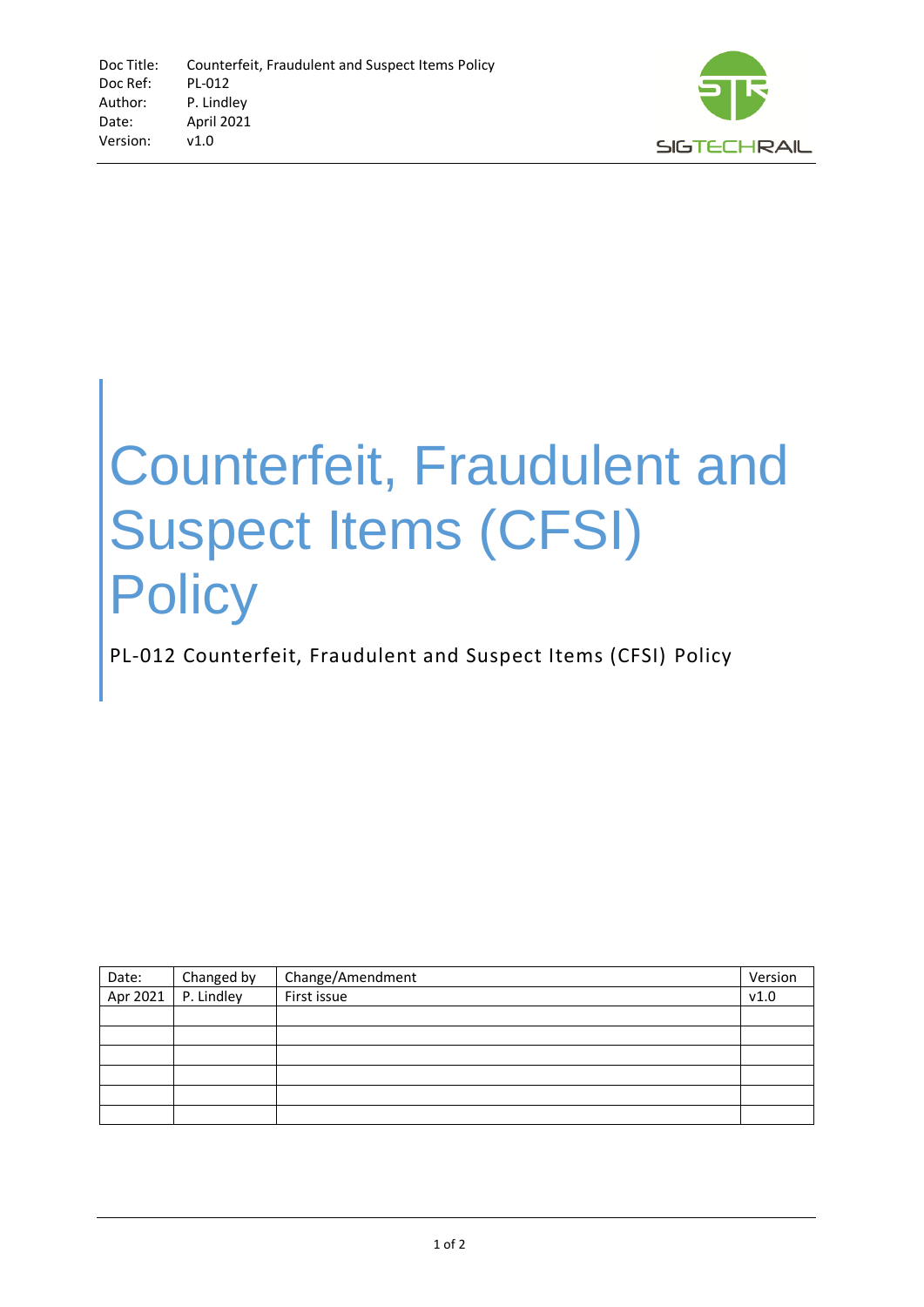Doc Title: Counterfeit, Fraudulent and Suspect Items Policy
Doc Ref: PL-012
Author: P. Lindley
Date: April 2021
Version: v1.0

# Counterfeit, Fraudulent and Suspect Items (CFSI) Policy

PL-012 Counterfeit, Fraudulent and Suspect Items (CFSI) Policy

| Date: | Changed by | Change/Amendment | Version |
|---|---|---|---|
| Apr 2021 | P. Lindley | First issue | v1.0 |
| | | | |
| | | | |
| | | | |
| | | | |
| | | | |
| | | | |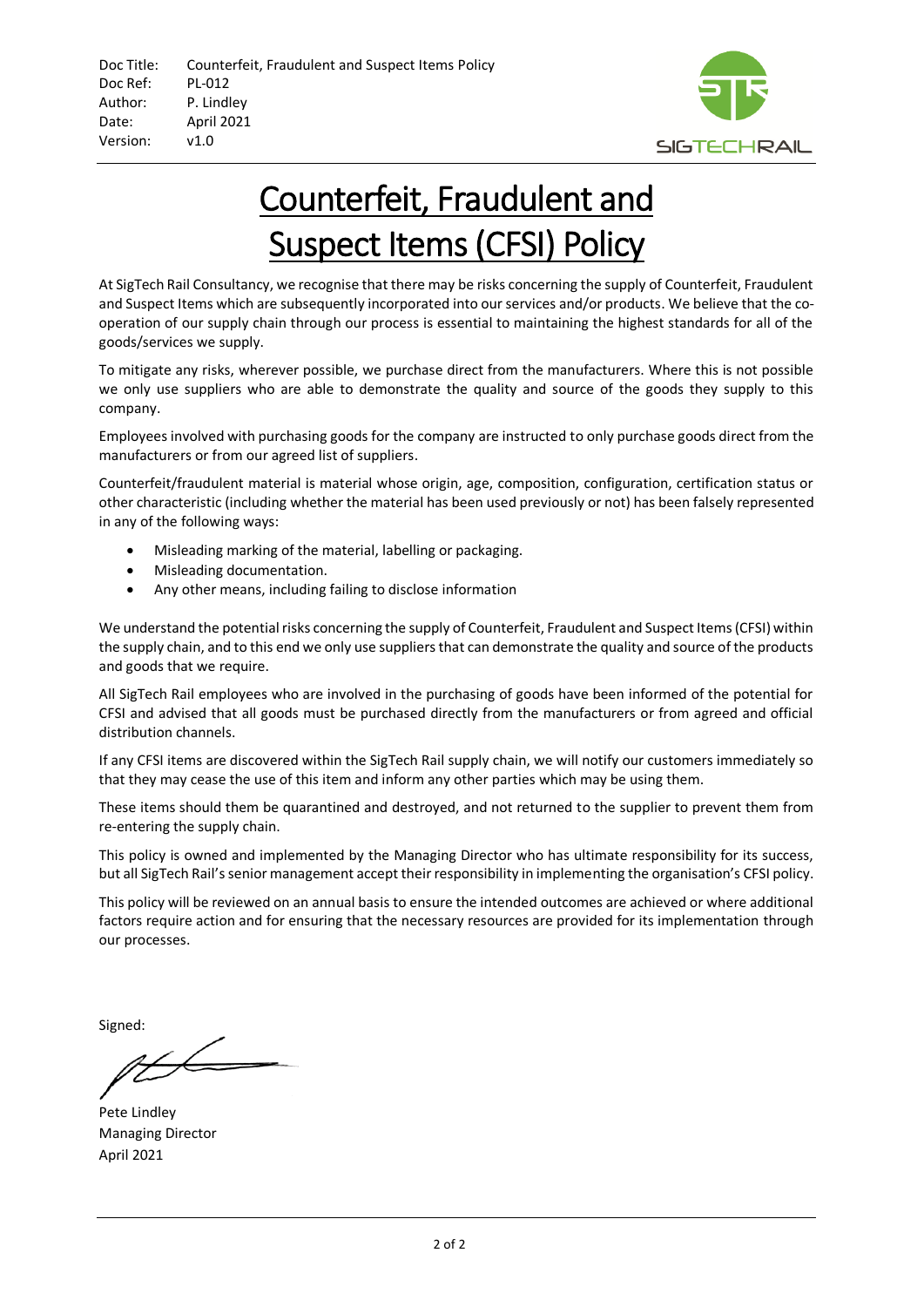Doc Title: Counterfeit, Fraudulent and Suspect Items Policy
Doc Ref: PL-012
Author: P. Lindley
Date: April 2021
Version: v1.0

# Counterfeit, Fraudulent and Suspect Items (CFSI) Policy

At SigTech Rail Consultancy, we recognise that there may be risks concerning the supply of Counterfeit, Fraudulent and Suspect Items which are subsequently incorporated into our services and/or products. We believe that the co-operation of our supply chain through our process is essential to maintaining the highest standards for all of the goods/services we supply.

To mitigate any risks, wherever possible, we purchase direct from the manufacturers. Where this is not possible we only use suppliers who are able to demonstrate the quality and source of the goods they supply to this company.

Employees involved with purchasing goods for the company are instructed to only purchase goods direct from the manufacturers or from our agreed list of suppliers.

Counterfeit/fraudulent material is material whose origin, age, composition, configuration, certification status or other characteristic (including whether the material has been used previously or not) has been falsely represented in any of the following ways:

- Misleading marking of the material, labelling or packaging.
- Misleading documentation.
- Any other means, including failing to disclose information

We understand the potential risks concerning the supply of Counterfeit, Fraudulent and Suspect Items (CFSI) within the supply chain, and to this end we only use suppliers that can demonstrate the quality and source of the products and goods that we require.

All SigTech Rail employees who are involved in the purchasing of goods have been informed of the potential for CFSI and advised that all goods must be purchased directly from the manufacturers or from agreed and official distribution channels.

If any CFSI items are discovered within the SigTech Rail supply chain, we will notify our customers immediately so that they may cease the use of this item and inform any other parties which may be using them.

These items should them be quarantined and destroyed, and not returned to the supplier to prevent them from re-entering the supply chain.

This policy is owned and implemented by the Managing Director who has ultimate responsibility for its success, but all SigTech Rail's senior management accept their responsibility in implementing the organisation's CFSI policy.

This policy will be reviewed on an annual basis to ensure the intended outcomes are achieved or where additional factors require action and for ensuring that the necessary resources are provided for its implementation through our processes.

Signed:

Pete Lindley
Managing Director
April 2021